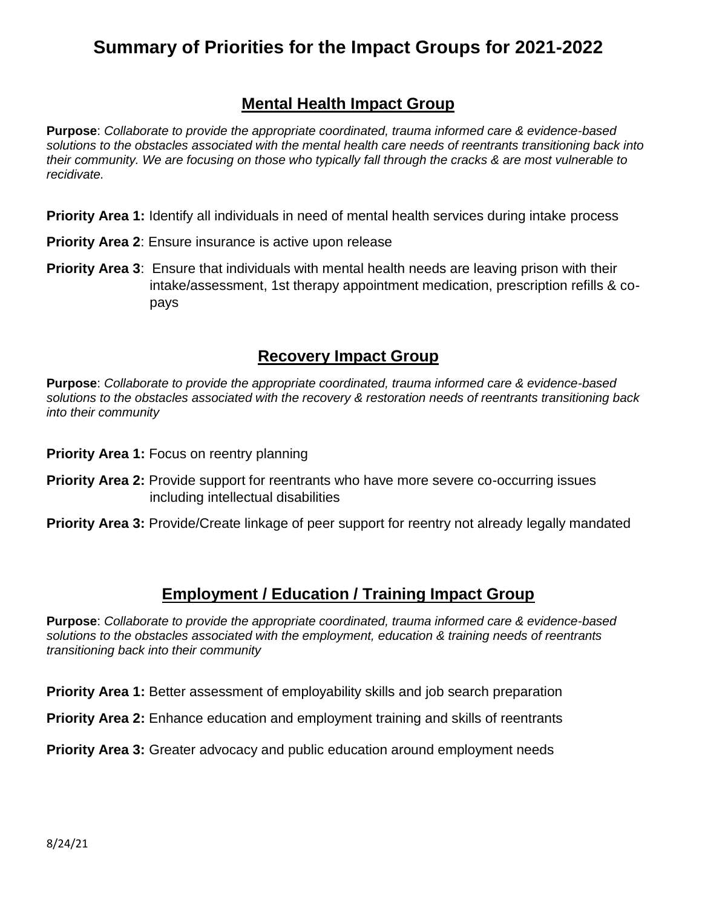# Summary of Priorities for the Impact Groups for 2021-2022

## Mental Health Impact Group

**Purpose**: *Collaborate to provide the appropriate coordinated, trauma informed care & evidence-based solutions to the obstacles associated with the mental health care needs of reentrants transitioning back into their community. We are focusing on those who typically fall through the cracks & are most vulnerable to recidivate.*

**Priority Area 1:** Identify all individuals in need of mental health services during intake process

**Priority Area 2**: Ensure insurance is active upon release

**Priority Area 3**: Ensure that individuals with mental health needs are leaving prison with their intake/assessment, 1st therapy appointment medication, prescription refills & co-pays

## Recovery Impact Group

**Purpose**: *Collaborate to provide the appropriate coordinated, trauma informed care & evidence-based solutions to the obstacles associated with the recovery & restoration needs of reentrants transitioning back into their community*

**Priority Area 1:** Focus on reentry planning

**Priority Area 2:** Provide support for reentrants who have more severe co-occurring issues including intellectual disabilities

**Priority Area 3:** Provide/Create linkage of peer support for reentry not already legally mandated

## Employment / Education / Training Impact Group

**Purpose**: *Collaborate to provide the appropriate coordinated, trauma informed care & evidence-based solutions to the obstacles associated with the employment, education & training needs of reentrants transitioning back into their community*

**Priority Area 1:** Better assessment of employability skills and job search preparation

**Priority Area 2:** Enhance education and employment training and skills of reentrants

**Priority Area 3:** Greater advocacy and public education around employment needs

8/24/21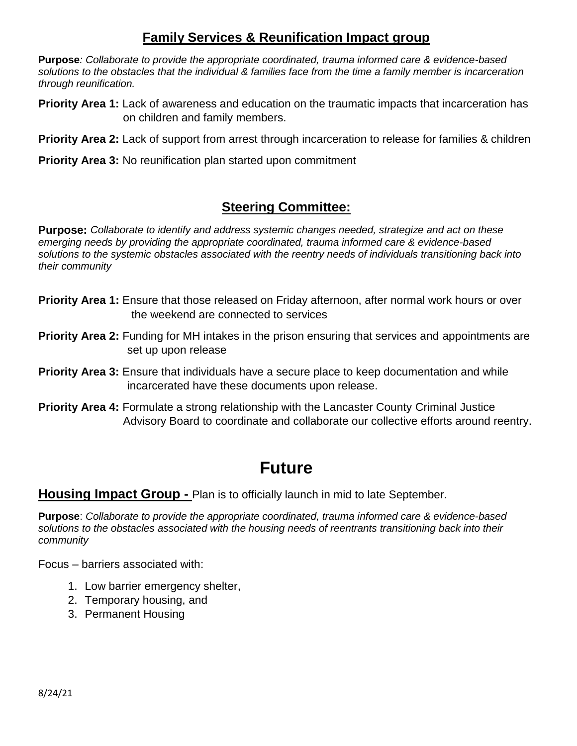## Family Services & Reunification Impact group

**Purpose***: Collaborate to provide the appropriate coordinated, trauma informed care & evidence-based solutions to the obstacles that the individual & families face from the time a family member is incarceration through reunification.*

**Priority Area 1:** Lack of awareness and education on the traumatic impacts that incarceration has on children and family members.

**Priority Area 2:** Lack of support from arrest through incarceration to release for families & children

**Priority Area 3:** No reunification plan started upon commitment

## Steering Committee:

**Purpose:** *Collaborate to identify and address systemic changes needed, strategize and act on these emerging needs by providing the appropriate coordinated, trauma informed care & evidence-based solutions to the systemic obstacles associated with the reentry needs of individuals transitioning back into their community*

**Priority Area 1:** Ensure that those released on Friday afternoon, after normal work hours or over the weekend are connected to services

**Priority Area 2:** Funding for MH intakes in the prison ensuring that services and appointments are set up upon release

**Priority Area 3:** Ensure that individuals have a secure place to keep documentation and while incarcerated have these documents upon release.

**Priority Area 4:** Formulate a strong relationship with the Lancaster County Criminal Justice Advisory Board to coordinate and collaborate our collective efforts around reentry.

# Future

**Housing Impact Group -** Plan is to officially launch in mid to late September.

**Purpose**: *Collaborate to provide the appropriate coordinated, trauma informed care & evidence-based solutions to the obstacles associated with the housing needs of reentrants transitioning back into their community*

Focus – barriers associated with:

1. Low barrier emergency shelter,
2. Temporary housing, and
3. Permanent Housing

8/24/21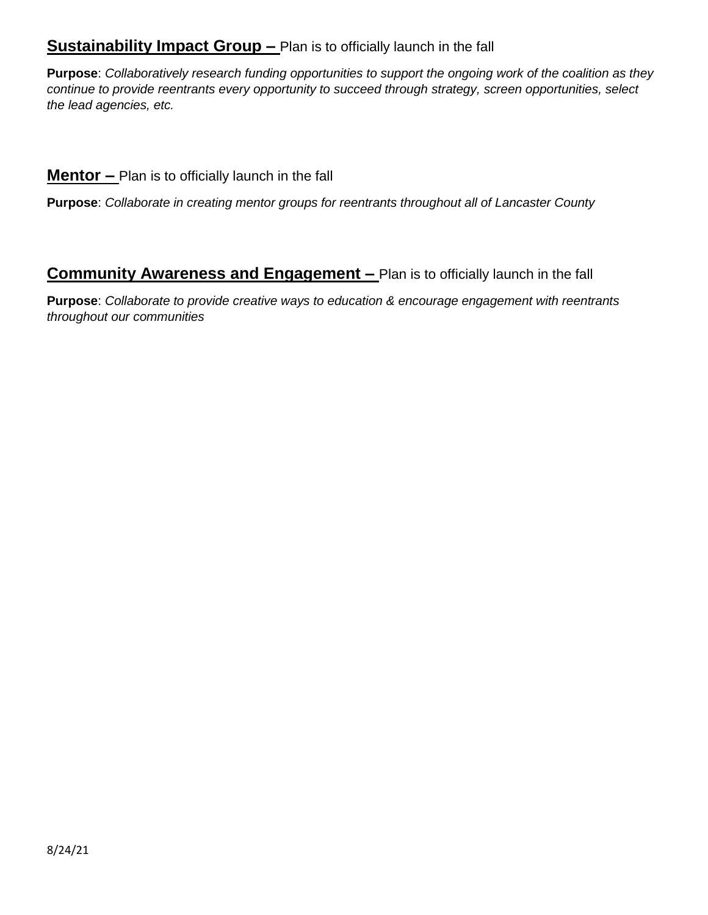**<u>Sustainability Impact Group –</u>** Plan is to officially launch in the fall

**Purpose**: *Collaboratively research funding opportunities to support the ongoing work of the coalition as they continue to provide reentrants every opportunity to succeed through strategy, screen opportunities, select the lead agencies, etc.*

**<u>Mentor –</u>** Plan is to officially launch in the fall

**Purpose**: *Collaborate in creating mentor groups for reentrants throughout all of Lancaster County*

**<u>Community Awareness and Engagement –</u>** Plan is to officially launch in the fall

**Purpose**: *Collaborate to provide creative ways to education & encourage engagement with reentrants throughout our communities*

8/24/21